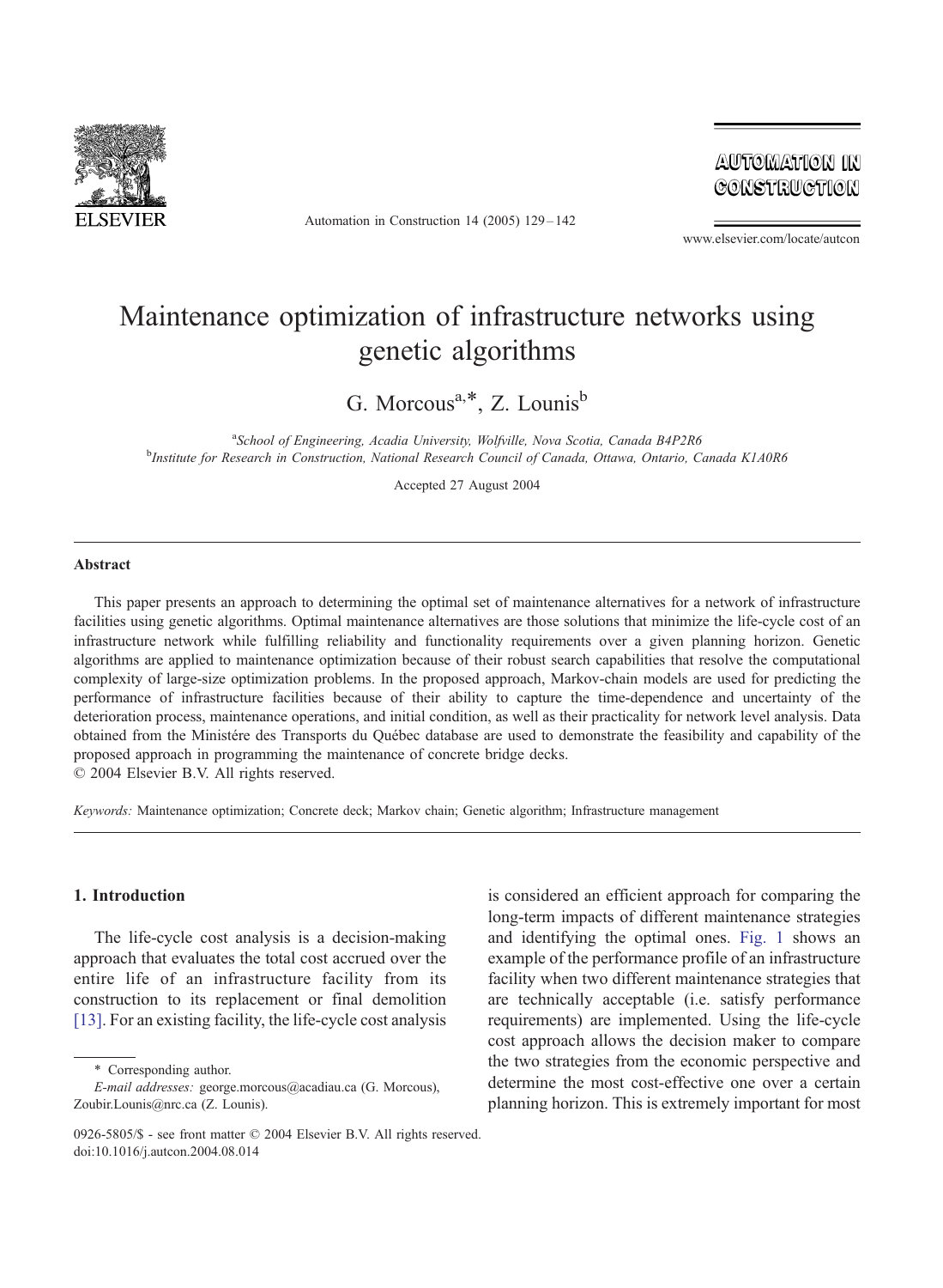# Maintenance optimization of infrastructure networks using genetic algorithms

G. Morcous[a,*], Z. Lounis[b]

[a]*School of Engineering, Acadia University, Wolfville, Nova Scotia, Canada B4P2R6*
[b]*Institute for Research in Construction, National Research Council of Canada, Ottawa, Ontario, Canada K1A0R6*

Accepted 27 August 2004

## Abstract

This paper presents an approach to determining the optimal set of maintenance alternatives for a network of infrastructure facilities using genetic algorithms. Optimal maintenance alternatives are those solutions that minimize the life-cycle cost of an infrastructure network while fulfilling reliability and functionality requirements over a given planning horizon. Genetic algorithms are applied to maintenance optimization because of their robust search capabilities that resolve the computational complexity of large-size optimization problems. In the proposed approach, Markov-chain models are used for predicting the performance of infrastructure facilities because of their ability to capture the time-dependence and uncertainty of the deterioration process, maintenance operations, and initial condition, as well as their practicality for network level analysis. Data obtained from the Ministére des Transports du Québec database are used to demonstrate the feasibility and capability of the proposed approach in programming the maintenance of concrete bridge decks.
© 2004 Elsevier B.V. All rights reserved.

*Keywords:* Maintenance optimization; Concrete deck; Markov chain; Genetic algorithm; Infrastructure management

## 1. Introduction

The life-cycle cost analysis is a decision-making approach that evaluates the total cost accrued over the entire life of an infrastructure facility from its construction to its replacement or final demolition [13]. For an existing facility, the life-cycle cost analysis is considered an efficient approach for comparing the long-term impacts of different maintenance strategies and identifying the optimal ones. Fig. 1 shows an example of the performance profile of an infrastructure facility when two different maintenance strategies that are technically acceptable (i.e. satisfy performance requirements) are implemented. Using the life-cycle cost approach allows the decision maker to compare the two strategies from the economic perspective and determine the most cost-effective one over a certain planning horizon. This is extremely important for most

\* Corresponding author.
*E-mail addresses:* george.morcous@acadiau.ca (G. Morcous), Zoubir.Lounis@nrc.ca (Z. Lounis).

0926-5805/$ - see front matter © 2004 Elsevier B.V. All rights reserved.
doi:10.1016/j.autcon.2004.08.014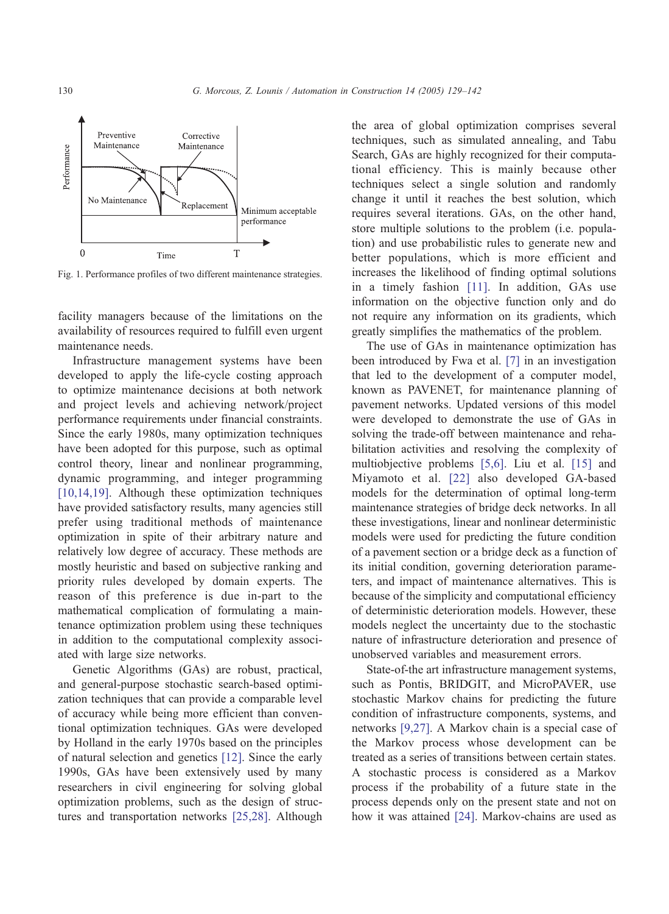Preventive Maintenance

Corrective Maintenance

Performance

No Maintenance

Replacement

Minimum acceptable performance

0

Time

T

Fig. 1. Performance profiles of two different maintenance strategies.

facility managers because of the limitations on the availability of resources required to fulfill even urgent maintenance needs.

Infrastructure management systems have been developed to apply the life-cycle costing approach to optimize maintenance decisions at both network and project levels and achieving network/project performance requirements under financial constraints. Since the early 1980s, many optimization techniques have been adopted for this purpose, such as optimal control theory, linear and nonlinear programming, dynamic programming, and integer programming [10,14,19]. Although these optimization techniques have provided satisfactory results, many agencies still prefer using traditional methods of maintenance optimization in spite of their arbitrary nature and relatively low degree of accuracy. These methods are mostly heuristic and based on subjective ranking and priority rules developed by domain experts. The reason of this preference is due in-part to the mathematical complication of formulating a maintenance optimization problem using these techniques in addition to the computational complexity associated with large size networks.

Genetic Algorithms (GAs) are robust, practical, and general-purpose stochastic search-based optimization techniques that can provide a comparable level of accuracy while being more efficient than conventional optimization techniques. GAs were developed by Holland in the early 1970s based on the principles of natural selection and genetics [12]. Since the early 1990s, GAs have been extensively used by many researchers in civil engineering for solving global optimization problems, such as the design of structures and transportation networks [25,28]. Although the area of global optimization comprises several techniques, such as simulated annealing, and Tabu Search, GAs are highly recognized for their computational efficiency. This is mainly because other techniques select a single solution and randomly change it until it reaches the best solution, which requires several iterations. GAs, on the other hand, store multiple solutions to the problem (i.e. population) and use probabilistic rules to generate new and better populations, which is more efficient and increases the likelihood of finding optimal solutions in a timely fashion [11]. In addition, GAs use information on the objective function only and do not require any information on its gradients, which greatly simplifies the mathematics of the problem.

The use of GAs in maintenance optimization has been introduced by Fwa et al. [7] in an investigation that led to the development of a computer model, known as PAVENET, for maintenance planning of pavement networks. Updated versions of this model were developed to demonstrate the use of GAs in solving the trade-off between maintenance and rehabilitation activities and resolving the complexity of multiobjective problems [5,6]. Liu et al. [15] and Miyamoto et al. [22] also developed GA-based models for the determination of optimal long-term maintenance strategies of bridge deck networks. In all these investigations, linear and nonlinear deterministic models were used for predicting the future condition of a pavement section or a bridge deck as a function of its initial condition, governing deterioration parameters, and impact of maintenance alternatives. This is because of the simplicity and computational efficiency of deterministic deterioration models. However, these models neglect the uncertainty due to the stochastic nature of infrastructure deterioration and presence of unobserved variables and measurement errors.

State-of-the art infrastructure management systems, such as Pontis, BRIDGIT, and MicroPAVER, use stochastic Markov chains for predicting the future condition of infrastructure components, systems, and networks [9,27]. A Markov chain is a special case of the Markov process whose development can be treated as a series of transitions between certain states. A stochastic process is considered as a Markov process if the probability of a future state in the process depends only on the present state and not on how it was attained [24]. Markov-chains are used as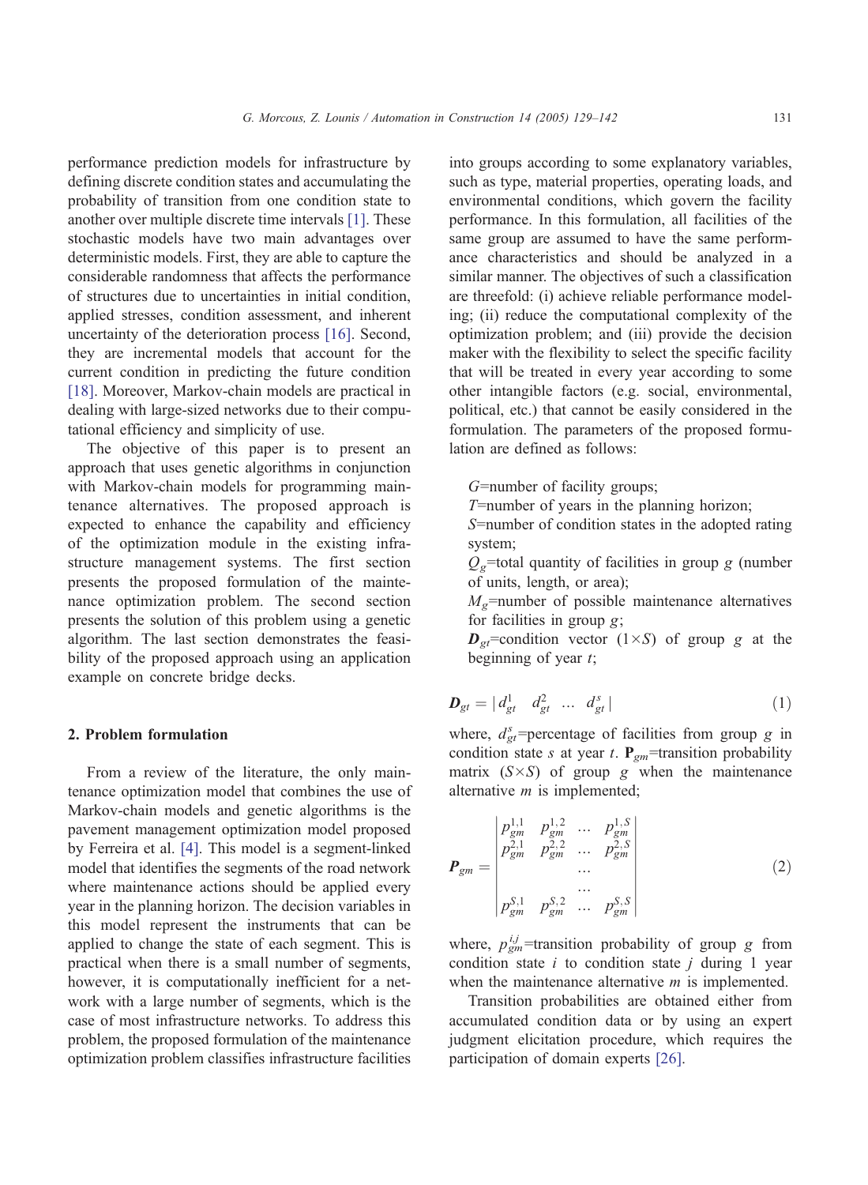performance prediction models for infrastructure by defining discrete condition states and accumulating the probability of transition from one condition state to another over multiple discrete time intervals [1]. These stochastic models have two main advantages over deterministic models. First, they are able to capture the considerable randomness that affects the performance of structures due to uncertainties in initial condition, applied stresses, condition assessment, and inherent uncertainty of the deterioration process [16]. Second, they are incremental models that account for the current condition in predicting the future condition [18]. Moreover, Markov-chain models are practical in dealing with large-sized networks due to their computational efficiency and simplicity of use.

The objective of this paper is to present an approach that uses genetic algorithms in conjunction with Markov-chain models for programming maintenance alternatives. The proposed approach is expected to enhance the capability and efficiency of the optimization module in the existing infrastructure management systems. The first section presents the proposed formulation of the maintenance optimization problem. The second section presents the solution of this problem using a genetic algorithm. The last section demonstrates the feasibility of the proposed approach using an application example on concrete bridge decks.

## 2. Problem formulation

From a review of the literature, the only maintenance optimization model that combines the use of Markov-chain models and genetic algorithms is the pavement management optimization model proposed by Ferreira et al. [4]. This model is a segment-linked model that identifies the segments of the road network where maintenance actions should be applied every year in the planning horizon. The decision variables in this model represent the instruments that can be applied to change the state of each segment. This is practical when there is a small number of segments, however, it is computationally inefficient for a network with a large number of segments, which is the case of most infrastructure networks. To address this problem, the proposed formulation of the maintenance optimization problem classifies infrastructure facilities into groups according to some explanatory variables, such as type, material properties, operating loads, and environmental conditions, which govern the facility performance. In this formulation, all facilities of the same group are assumed to have the same performance characteristics and should be analyzed in a similar manner. The objectives of such a classification are threefold: (i) achieve reliable performance modeling; (ii) reduce the computational complexity of the optimization problem; and (iii) provide the decision maker with the flexibility to select the specific facility that will be treated in every year according to some other intangible factors (e.g. social, environmental, political, etc.) that cannot be easily considered in the formulation. The parameters of the proposed formulation are defined as follows:

$G$=number of facility groups;

$T$=number of years in the planning horizon;

$S$=number of condition states in the adopted rating system;

$Q_g$=total quantity of facilities in group $g$ (number of units, length, or area);

$M_g$=number of possible maintenance alternatives for facilities in group $g$;

$\boldsymbol{D}_{gt}$=condition vector $(1 \times S)$ of group $g$ at the beginning of year $t$;

$$\boldsymbol{D}_{gt} = \left| d_{gt}^{1} \quad d_{gt}^{2} \quad \dots \quad d_{gt}^{s} \right| \tag{1}$$

where, $d_{gt}^{s}$=percentage of facilities from group $g$ in condition state $s$ at year $t$. $\mathbf{P}_{gm}$=transition probability matrix $(S \times S)$ of group $g$ when the maintenance alternative $m$ is implemented;

$$\boldsymbol{P}_{gm} = \begin{vmatrix} p_{gm}^{1,1} & p_{gm}^{1,2} & \dots & p_{gm}^{1,S} \\ p_{gm}^{2,1} & p_{gm}^{2,2} & \dots & p_{gm}^{2,S} \\ & & \dots & \\ & & \dots & \\ p_{gm}^{S,1} & p_{gm}^{S,2} & \dots & p_{gm}^{S,S} \end{vmatrix} \tag{2}$$

where, $p_{gm}^{i,j}$=transition probability of group $g$ from condition state $i$ to condition state $j$ during 1 year when the maintenance alternative $m$ is implemented.

Transition probabilities are obtained either from accumulated condition data or by using an expert judgment elicitation procedure, which requires the participation of domain experts [26].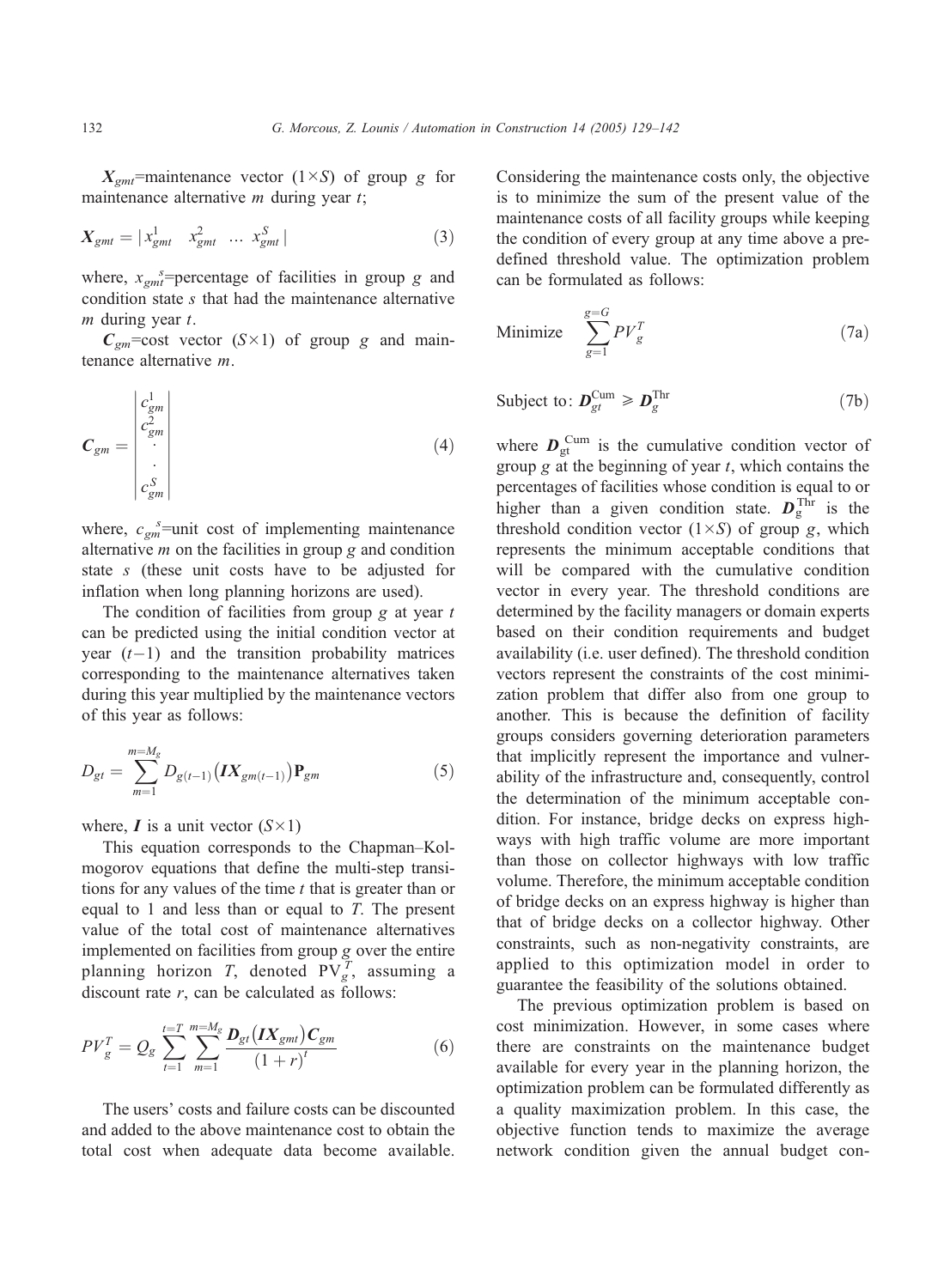$\boldsymbol{X}_{gmt}$=maintenance vector ($1 \times S$) of group $g$ for maintenance alternative $m$ during year $t$;

$$\boldsymbol{X}_{gmt} = | x_{gmt}^{1} \quad x_{gmt}^{2} \quad \dots \quad x_{gmt}^{S} | \tag{3}$$

where, $x_{gmt}^{s}$=percentage of facilities in group $g$ and condition state $s$ that had the maintenance alternative $m$ during year $t$.

$\boldsymbol{C}_{gm}$=cost vector ($S \times 1$) of group $g$ and maintenance alternative $m$.

$$\boldsymbol{C}_{gm} = \begin{vmatrix} c_{gm}^{1} \\ c_{gm}^{2} \\ \cdot \\ \cdot \\ c_{gm}^{S} \end{vmatrix} \tag{4}$$

where, $c_{gm}^{s}$=unit cost of implementing maintenance alternative $m$ on the facilities in group $g$ and condition state $s$ (these unit costs have to be adjusted for inflation when long planning horizons are used).

The condition of facilities from group $g$ at year $t$ can be predicted using the initial condition vector at year $(t-1)$ and the transition probability matrices corresponding to the maintenance alternatives taken during this year multiplied by the maintenance vectors of this year as follows:

$$D_{gt} = \sum_{m=1}^{m=M_g} D_{g(t-1)} \left( \boldsymbol{I} \boldsymbol{X}_{gm(t-1)} \right) \mathbf{P}_{gm} \tag{5}$$

where, $\boldsymbol{I}$ is a unit vector ($S \times 1$)

This equation corresponds to the Chapman–Kolmogorov equations that define the multi-step transitions for any values of the time $t$ that is greater than or equal to 1 and less than or equal to $T$. The present value of the total cost of maintenance alternatives implemented on facilities from group $g$ over the entire planning horizon $T$, denoted $\mathrm{PV}_{g}^{T}$, assuming a discount rate $r$, can be calculated as follows:

$$PV_{g}^{T} = Q_g \sum_{t=1}^{t=T} \sum_{m=1}^{m=M_g} \frac{\boldsymbol{D}_{gt} \left( \boldsymbol{I} \boldsymbol{X}_{gmt} \right) \boldsymbol{C}_{gm}}{(1+r)^{t}} \tag{6}$$

The users' costs and failure costs can be discounted and added to the above maintenance cost to obtain the total cost when adequate data become available. Considering the maintenance costs only, the objective is to minimize the sum of the present value of the maintenance costs of all facility groups while keeping the condition of every group at any time above a predefined threshold value. The optimization problem can be formulated as follows:

$$\text{Minimize} \quad \sum_{g=1}^{g=G} PV_{g}^{T} \tag{7a}$$

$$\text{Subject to:} \ \boldsymbol{D}_{gt}^{\mathrm{Cum}} \geqslant \boldsymbol{D}_{g}^{\mathrm{Thr}} \tag{7b}$$

where $\boldsymbol{D}_{\mathrm{gt}}^{\mathrm{Cum}}$ is the cumulative condition vector of group $g$ at the beginning of year $t$, which contains the percentages of facilities whose condition is equal to or higher than a given condition state. $\boldsymbol{D}_{\mathrm{g}}^{\mathrm{Thr}}$ is the threshold condition vector ($1 \times S$) of group $g$, which represents the minimum acceptable conditions that will be compared with the cumulative condition vector in every year. The threshold conditions are determined by the facility managers or domain experts based on their condition requirements and budget availability (i.e. user defined). The threshold condition vectors represent the constraints of the cost minimization problem that differ also from one group to another. This is because the definition of facility groups considers governing deterioration parameters that implicitly represent the importance and vulnerability of the infrastructure and, consequently, control the determination of the minimum acceptable condition. For instance, bridge decks on express highways with high traffic volume are more important than those on collector highways with low traffic volume. Therefore, the minimum acceptable condition of bridge decks on an express highway is higher than that of bridge decks on a collector highway. Other constraints, such as non-negativity constraints, are applied to this optimization model in order to guarantee the feasibility of the solutions obtained.

The previous optimization problem is based on cost minimization. However, in some cases where there are constraints on the maintenance budget available for every year in the planning horizon, the optimization problem can be formulated differently as a quality maximization problem. In this case, the objective function tends to maximize the average network condition given the annual budget con-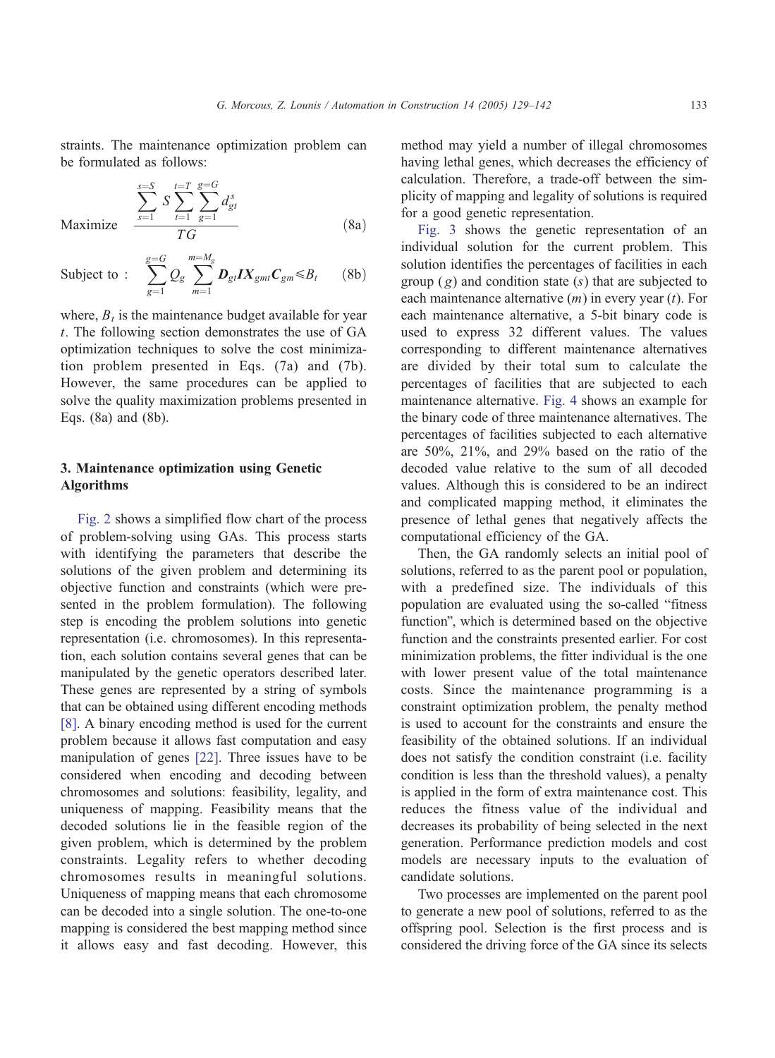straints. The maintenance optimization problem can be formulated as follows:

$$\text{Maximize} \quad \frac{\sum_{s=1}^{s=S} S \sum_{t=1}^{t=T} \sum_{g=1}^{g=G} d_{gt}^{s}}{TG} \tag{8a}$$

$$\text{Subject to}: \quad \sum_{g=1}^{g=G} Q_g \sum_{m=1}^{m=M_g} \boldsymbol{D}_{gt} \boldsymbol{IX}_{gmt} \boldsymbol{C}_{gm} \leqslant B_t \tag{8b}$$

where, $B_t$ is the maintenance budget available for year $t$. The following section demonstrates the use of GA optimization techniques to solve the cost minimization problem presented in Eqs. (7a) and (7b). However, the same procedures can be applied to solve the quality maximization problems presented in Eqs. (8a) and (8b).

## 3. Maintenance optimization using Genetic Algorithms

Fig. 2 shows a simplified flow chart of the process of problem-solving using GAs. This process starts with identifying the parameters that describe the solutions of the given problem and determining its objective function and constraints (which were presented in the problem formulation). The following step is encoding the problem solutions into genetic representation (i.e. chromosomes). In this representation, each solution contains several genes that can be manipulated by the genetic operators described later. These genes are represented by a string of symbols that can be obtained using different encoding methods [8]. A binary encoding method is used for the current problem because it allows fast computation and easy manipulation of genes [22]. Three issues have to be considered when encoding and decoding between chromosomes and solutions: feasibility, legality, and uniqueness of mapping. Feasibility means that the decoded solutions lie in the feasible region of the given problem, which is determined by the problem constraints. Legality refers to whether decoding chromosomes results in meaningful solutions. Uniqueness of mapping means that each chromosome can be decoded into a single solution. The one-to-one mapping is considered the best mapping method since it allows easy and fast decoding. However, this method may yield a number of illegal chromosomes having lethal genes, which decreases the efficiency of calculation. Therefore, a trade-off between the simplicity of mapping and legality of solutions is required for a good genetic representation.

Fig. 3 shows the genetic representation of an individual solution for the current problem. This solution identifies the percentages of facilities in each group ($g$) and condition state ($s$) that are subjected to each maintenance alternative ($m$) in every year ($t$). For each maintenance alternative, a 5-bit binary code is used to express 32 different values. The values corresponding to different maintenance alternatives are divided by their total sum to calculate the percentages of facilities that are subjected to each maintenance alternative. Fig. 4 shows an example for the binary code of three maintenance alternatives. The percentages of facilities subjected to each alternative are 50%, 21%, and 29% based on the ratio of the decoded value relative to the sum of all decoded values. Although this is considered to be an indirect and complicated mapping method, it eliminates the presence of lethal genes that negatively affects the computational efficiency of the GA.

Then, the GA randomly selects an initial pool of solutions, referred to as the parent pool or population, with a predefined size. The individuals of this population are evaluated using the so-called "fitness function", which is determined based on the objective function and the constraints presented earlier. For cost minimization problems, the fitter individual is the one with lower present value of the total maintenance costs. Since the maintenance programming is a constraint optimization problem, the penalty method is used to account for the constraints and ensure the feasibility of the obtained solutions. If an individual does not satisfy the condition constraint (i.e. facility condition is less than the threshold values), a penalty is applied in the form of extra maintenance cost. This reduces the fitness value of the individual and decreases its probability of being selected in the next generation. Performance prediction models and cost models are necessary inputs to the evaluation of candidate solutions.

Two processes are implemented on the parent pool to generate a new pool of solutions, referred to as the offspring pool. Selection is the first process and is considered the driving force of the GA since its selects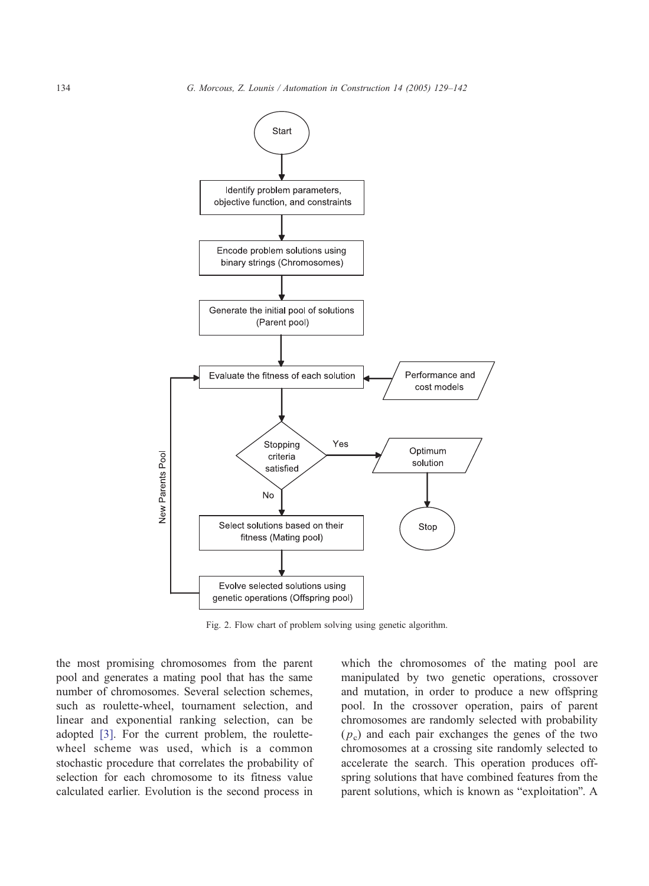Fig. 2. Flow chart of problem solving using genetic algorithm.

the most promising chromosomes from the parent pool and generates a mating pool that has the same number of chromosomes. Several selection schemes, such as roulette-wheel, tournament selection, and linear and exponential ranking selection, can be adopted [3]. For the current problem, the roulette-wheel scheme was used, which is a common stochastic procedure that correlates the probability of selection for each chromosome to its fitness value calculated earlier. Evolution is the second process in which the chromosomes of the mating pool are manipulated by two genetic operations, crossover and mutation, in order to produce a new offspring pool. In the crossover operation, pairs of parent chromosomes are randomly selected with probability ($p_c$) and each pair exchanges the genes of the two chromosomes at a crossing site randomly selected to accelerate the search. This operation produces offspring solutions that have combined features from the parent solutions, which is known as "exploitation". A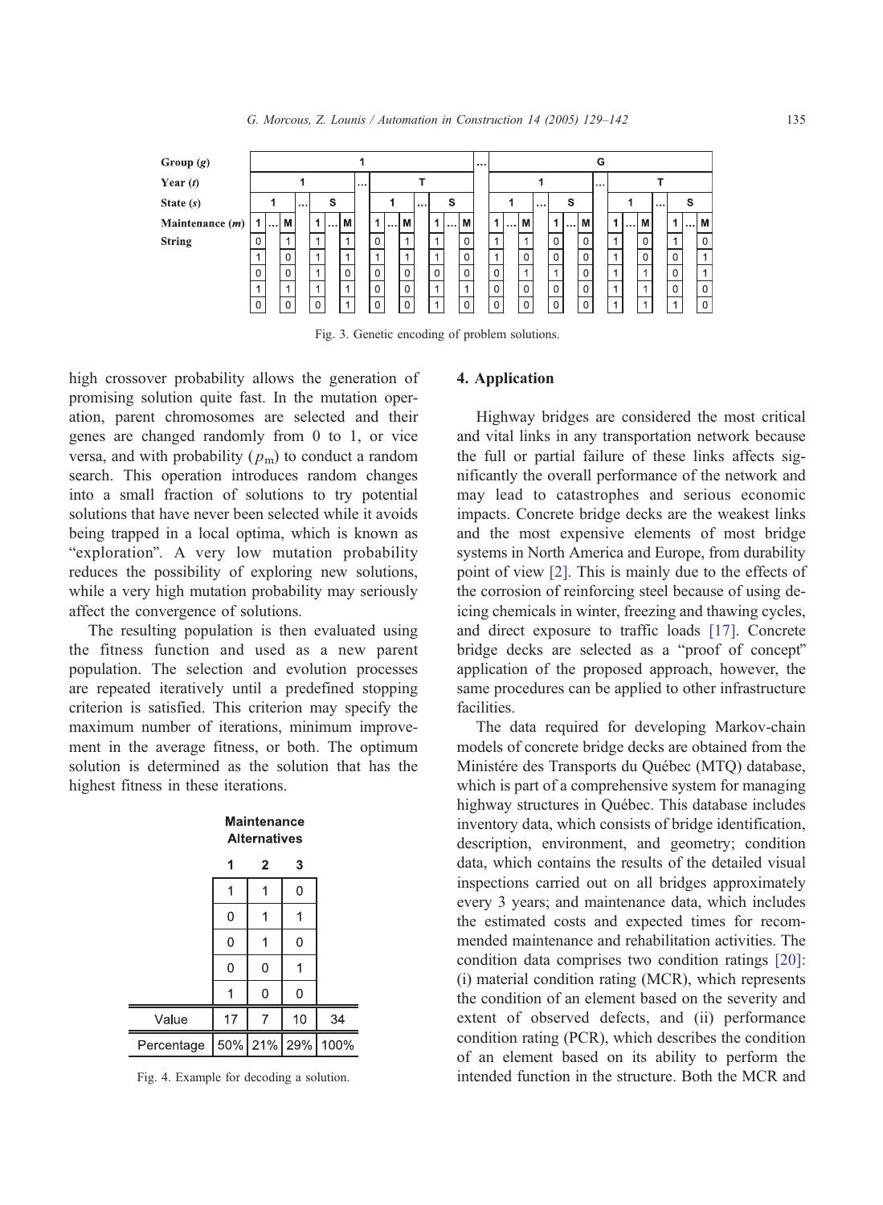| Group (g) | 1 | | | | | | | | | | | | | | | ... | G | | | | | | | | | | | | | | |
|---|---|---|---|---|---|---|---|---|---|---|---|---|---|---|---|---|---|---|---|---|---|---|---|---|---|---|---|---|---|---|---|
| Year (t) | 1 | | | | | | | ... | T | | | | | | | | 1 | | | | | | | ... | T | | | | | | |
| State (s) | 1 | | | ... | S | | | | 1 | | | ... | S | | | | 1 | | | ... | S | | | | 1 | | | ... | S | | |
| Maintenance (m) | 1 | ... | M | | 1 | ... | M | | 1 | ... | M | | 1 | ... | M | | 1 | ... | M | | 1 | ... | M | | 1 | ... | M | | 1 | ... | M |
| String | 0 | | 1 | | 1 | | 1 | | 0 | | 1 | | 1 | | 0 | | 1 | | 1 | | 0 | | 0 | | 1 | | 0 | | 1 | | 0 |
| | 1 | | 0 | | 1 | | 1 | | 1 | | 1 | | 1 | | 0 | | 1 | | 0 | | 0 | | 0 | | 1 | | 0 | | 0 | | 1 |
| | 0 | | 0 | | 1 | | 0 | | 0 | | 0 | | 0 | | 0 | | 0 | | 1 | | 1 | | 0 | | 1 | | 1 | | 0 | | 1 |
| | 1 | | 1 | | 1 | | 1 | | 0 | | 0 | | 1 | | 1 | | 0 | | 0 | | 0 | | 0 | | 1 | | 1 | | 0 | | 0 |
| | 0 | | 0 | | 0 | | 1 | | 0 | | 0 | | 1 | | 0 | | 0 | | 0 | | 0 | | 0 | | 1 | | 1 | | 1 | | 0 |

Fig. 3. Genetic encoding of problem solutions.

high crossover probability allows the generation of promising solution quite fast. In the mutation operation, parent chromosomes are selected and their genes are changed randomly from 0 to 1, or vice versa, and with probability ($p_m$) to conduct a random search. This operation introduces random changes into a small fraction of solutions to try potential solutions that have never been selected while it avoids being trapped in a local optima, which is known as "exploration". A very low mutation probability reduces the possibility of exploring new solutions, while a very high mutation probability may seriously affect the convergence of solutions.

The resulting population is then evaluated using the fitness function and used as a new parent population. The selection and evolution processes are repeated iteratively until a predefined stopping criterion is satisfied. This criterion may specify the maximum number of iterations, minimum improvement in the average fitness, or both. The optimum solution is determined as the solution that has the highest fitness in these iterations.

| | Maintenance Alternatives | | | |
|---|---|---|---|---|
| | 1 | 2 | 3 | |
| | 1 | 1 | 0 | |
| | 0 | 1 | 1 | |
| | 0 | 1 | 0 | |
| | 0 | 0 | 1 | |
| | 1 | 0 | 0 | |
| Value | 17 | 7 | 10 | 34 |
| Percentage | 50% | 21% | 29% | 100% |

Fig. 4. Example for decoding a solution.

## 4. Application

Highway bridges are considered the most critical and vital links in any transportation network because the full or partial failure of these links affects significantly the overall performance of the network and may lead to catastrophes and serious economic impacts. Concrete bridge decks are the weakest links and the most expensive elements of most bridge systems in North America and Europe, from durability point of view [2]. This is mainly due to the effects of the corrosion of reinforcing steel because of using de-icing chemicals in winter, freezing and thawing cycles, and direct exposure to traffic loads [17]. Concrete bridge decks are selected as a "proof of concept" application of the proposed approach, however, the same procedures can be applied to other infrastructure facilities.

The data required for developing Markov-chain models of concrete bridge decks are obtained from the Ministére des Transports du Québec (MTQ) database, which is part of a comprehensive system for managing highway structures in Québec. This database includes inventory data, which consists of bridge identification, description, environment, and geometry; condition data, which contains the results of the detailed visual inspections carried out on all bridges approximately every 3 years; and maintenance data, which includes the estimated costs and expected times for recommended maintenance and rehabilitation activities. The condition data comprises two condition ratings [20]: (i) material condition rating (MCR), which represents the condition of an element based on the severity and extent of observed defects, and (ii) performance condition rating (PCR), which describes the condition of an element based on its ability to perform the intended function in the structure. Both the MCR and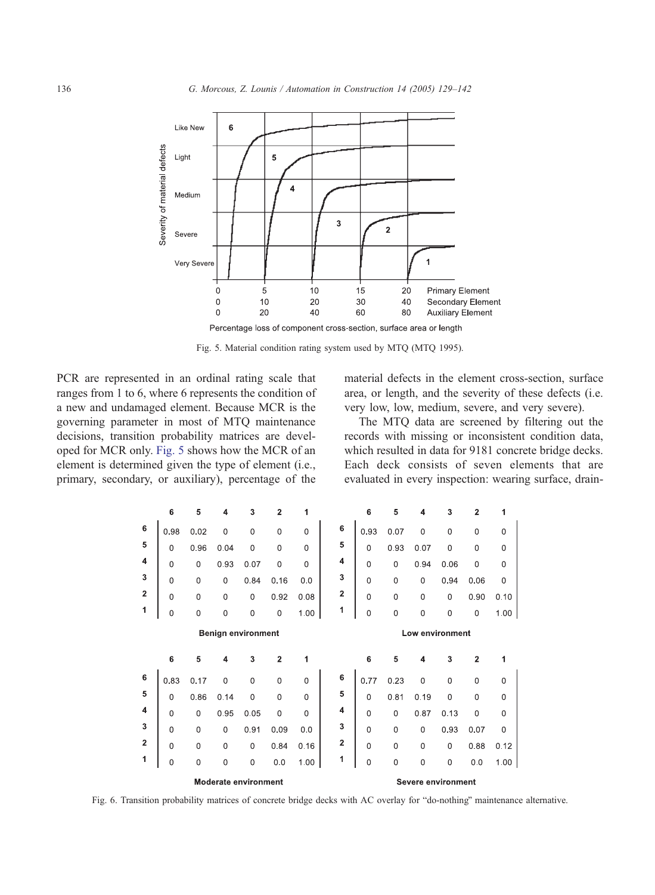Fig. 5. Material condition rating system used by MTQ (MTQ 1995).

PCR are represented in an ordinal rating scale that ranges from 1 to 6, where 6 represents the condition of a new and undamaged element. Because MCR is the governing parameter in most of MTQ maintenance decisions, transition probability matrices are developed for MCR only. Fig. 5 shows how the MCR of an element is determined given the type of element (i.e., primary, secondary, or auxiliary), percentage of the material defects in the element cross-section, surface area, or length, and the severity of these defects (i.e. very low, low, medium, severe, and very severe).

The MTQ data are screened by filtering out the records with missing or inconsistent condition data, which resulted in data for 9181 concrete bridge decks. Each deck consists of seven elements that are evaluated in every inspection: wearing surface, drain-

**Benign environment**

| | 6 | 5 | 4 | 3 | 2 | 1 |
|---|---|---|---|---|---|---|
| 6 | 0.98 | 0.02 | 0 | 0 | 0 | 0 |
| 5 | 0 | 0.96 | 0.04 | 0 | 0 | 0 |
| 4 | 0 | 0 | 0.93 | 0.07 | 0 | 0 |
| 3 | 0 | 0 | 0 | 0.84 | 0.16 | 0.0 |
| 2 | 0 | 0 | 0 | 0 | 0.92 | 0.08 |
| 1 | 0 | 0 | 0 | 0 | 0 | 1.00 |

**Low environment**

| | 6 | 5 | 4 | 3 | 2 | 1 |
|---|---|---|---|---|---|---|
| 6 | 0.93 | 0.07 | 0 | 0 | 0 | 0 |
| 5 | 0 | 0.93 | 0.07 | 0 | 0 | 0 |
| 4 | 0 | 0 | 0.94 | 0.06 | 0 | 0 |
| 3 | 0 | 0 | 0 | 0.94 | 0.06 | 0 |
| 2 | 0 | 0 | 0 | 0 | 0.90 | 0.10 |
| 1 | 0 | 0 | 0 | 0 | 0 | 1.00 |

**Moderate environment**

| | 6 | 5 | 4 | 3 | 2 | 1 |
|---|---|---|---|---|---|---|
| 6 | 0.83 | 0.17 | 0 | 0 | 0 | 0 |
| 5 | 0 | 0.86 | 0.14 | 0 | 0 | 0 |
| 4 | 0 | 0 | 0.95 | 0.05 | 0 | 0 |
| 3 | 0 | 0 | 0 | 0.91 | 0.09 | 0.0 |
| 2 | 0 | 0 | 0 | 0 | 0.84 | 0.16 |
| 1 | 0 | 0 | 0 | 0 | 0.0 | 1.00 |

**Severe environment**

| | 6 | 5 | 4 | 3 | 2 | 1 |
|---|---|---|---|---|---|---|
| 6 | 0.77 | 0.23 | 0 | 0 | 0 | 0 |
| 5 | 0 | 0.81 | 0.19 | 0 | 0 | 0 |
| 4 | 0 | 0 | 0.87 | 0.13 | 0 | 0 |
| 3 | 0 | 0 | 0 | 0.93 | 0.07 | 0 |
| 2 | 0 | 0 | 0 | 0 | 0.88 | 0.12 |
| 1 | 0 | 0 | 0 | 0 | 0.0 | 1.00 |

Fig. 6. Transition probability matrices of concrete bridge decks with AC overlay for "do-nothing" maintenance alternative.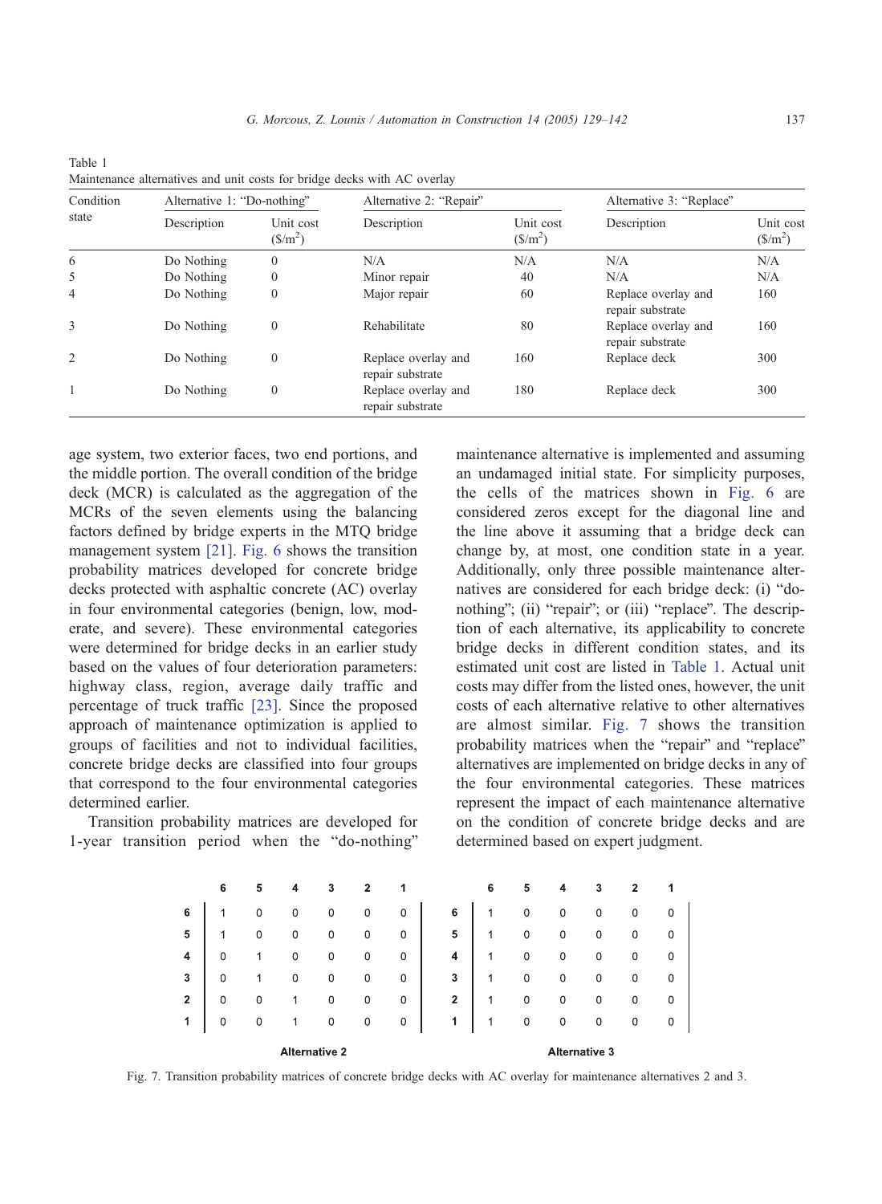Table 1
Maintenance alternatives and unit costs for bridge decks with AC overlay

| Condition state | Alternative 1: "Do-nothing" | | Alternative 2: "Repair" | | Alternative 3: "Replace" | |
|---|---|---|---|---|---|---|
| | Description | Unit cost ($/m$^2$) | Description | Unit cost ($/m$^2$) | Description | Unit cost ($/m$^2$) |
| 6 | Do Nothing | 0 | N/A | N/A | N/A | N/A |
| 5 | Do Nothing | 0 | Minor repair | 40 | N/A | N/A |
| 4 | Do Nothing | 0 | Major repair | 60 | Replace overlay and repair substrate | 160 |
| 3 | Do Nothing | 0 | Rehabilitate | 80 | Replace overlay and repair substrate | 160 |
| 2 | Do Nothing | 0 | Replace overlay and repair substrate | 160 | Replace deck | 300 |
| 1 | Do Nothing | 0 | Replace overlay and repair substrate | 180 | Replace deck | 300 |

age system, two exterior faces, two end portions, and the middle portion. The overall condition of the bridge deck (MCR) is calculated as the aggregation of the MCRs of the seven elements using the balancing factors defined by bridge experts in the MTQ bridge management system [21]. Fig. 6 shows the transition probability matrices developed for concrete bridge decks protected with asphaltic concrete (AC) overlay in four environmental categories (benign, low, moderate, and severe). These environmental categories were determined for bridge decks in an earlier study based on the values of four deterioration parameters: highway class, region, average daily traffic and percentage of truck traffic [23]. Since the proposed approach of maintenance optimization is applied to groups of facilities and not to individual facilities, concrete bridge decks are classified into four groups that correspond to the four environmental categories determined earlier.

Transition probability matrices are developed for 1-year transition period when the "do-nothing" maintenance alternative is implemented and assuming an undamaged initial state. For simplicity purposes, the cells of the matrices shown in Fig. 6 are considered zeros except for the diagonal line and the line above it assuming that a bridge deck can change by, at most, one condition state in a year. Additionally, only three possible maintenance alternatives are considered for each bridge deck: (i) "do-nothing"; (ii) "repair"; or (iii) "replace". The description of each alternative, its applicability to concrete bridge decks in different condition states, and its estimated unit cost are listed in Table 1. Actual unit costs may differ from the listed ones, however, the unit costs of each alternative relative to other alternatives are almost similar. Fig. 7 shows the transition probability matrices when the "repair" and "replace" alternatives are implemented on bridge decks in any of the four environmental categories. These matrices represent the impact of each maintenance alternative on the condition of concrete bridge decks and are determined based on expert judgment.

**Alternative 2**

| | 6 | 5 | 4 | 3 | 2 | 1 |
|---|---|---|---|---|---|---|
| **6** | 1 | 0 | 0 | 0 | 0 | 0 |
| **5** | 1 | 0 | 0 | 0 | 0 | 0 |
| **4** | 0 | 1 | 0 | 0 | 0 | 0 |
| **3** | 0 | 1 | 0 | 0 | 0 | 0 |
| **2** | 0 | 0 | 1 | 0 | 0 | 0 |
| **1** | 0 | 0 | 1 | 0 | 0 | 0 |

**Alternative 3**

| | 6 | 5 | 4 | 3 | 2 | 1 |
|---|---|---|---|---|---|---|
| **6** | 1 | 0 | 0 | 0 | 0 | 0 |
| **5** | 1 | 0 | 0 | 0 | 0 | 0 |
| **4** | 1 | 0 | 0 | 0 | 0 | 0 |
| **3** | 1 | 0 | 0 | 0 | 0 | 0 |
| **2** | 1 | 0 | 0 | 0 | 0 | 0 |
| **1** | 1 | 0 | 0 | 0 | 0 | 0 |

Fig. 7. Transition probability matrices of concrete bridge decks with AC overlay for maintenance alternatives 2 and 3.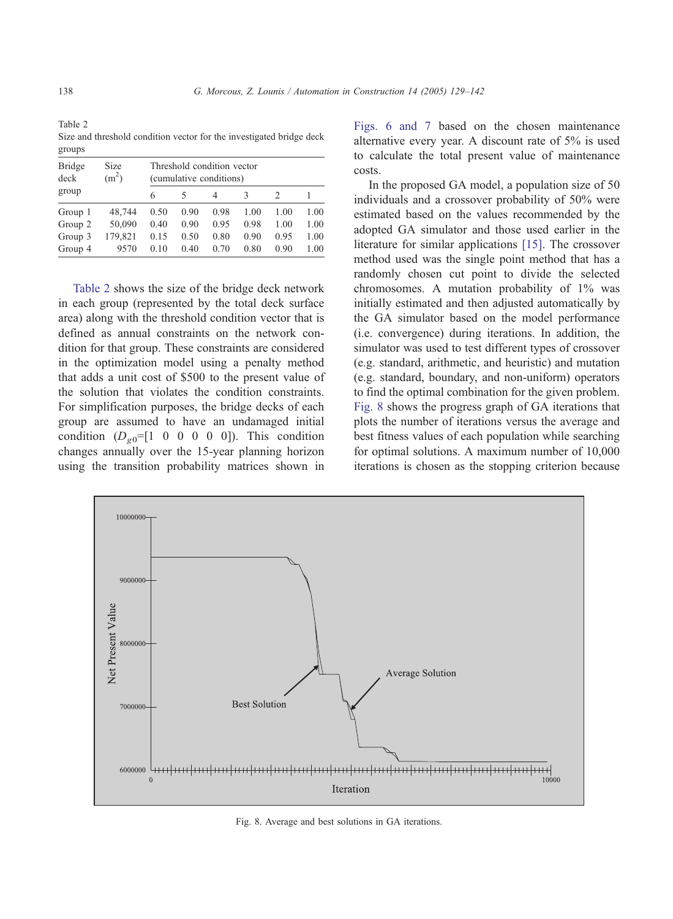Table 2
Size and threshold condition vector for the investigated bridge deck groups

| Bridge deck group | Size ($m^2$) | Threshold condition vector (cumulative conditions) | | | | | |
|---|---|---|---|---|---|---|---|
| | | 6 | 5 | 4 | 3 | 2 | 1 |
| Group 1 | 48,744 | 0.50 | 0.90 | 0.98 | 1.00 | 1.00 | 1.00 |
| Group 2 | 50,090 | 0.40 | 0.90 | 0.95 | 0.98 | 1.00 | 1.00 |
| Group 3 | 179,821 | 0.15 | 0.50 | 0.80 | 0.90 | 0.95 | 1.00 |
| Group 4 | 9570 | 0.10 | 0.40 | 0.70 | 0.80 | 0.90 | 1.00 |

Table 2 shows the size of the bridge deck network in each group (represented by the total deck surface area) along with the threshold condition vector that is defined as annual constraints on the network condition for that group. These constraints are considered in the optimization model using a penalty method that adds a unit cost of $500 to the present value of the solution that violates the condition constraints. For simplification purposes, the bridge decks of each group are assumed to have an undamaged initial condition ($D_{g0}$=[1 0 0 0 0 0]). This condition changes annually over the 15-year planning horizon using the transition probability matrices shown in Figs. 6 and 7 based on the chosen maintenance alternative every year. A discount rate of 5% is used to calculate the total present value of maintenance costs.

In the proposed GA model, a population size of 50 individuals and a crossover probability of 50% were estimated based on the values recommended by the adopted GA simulator and those used earlier in the literature for similar applications [15]. The crossover method used was the single point method that has a randomly chosen cut point to divide the selected chromosomes. A mutation probability of 1% was initially estimated and then adjusted automatically by the GA simulator based on the model performance (i.e. convergence) during iterations. In addition, the simulator was used to test different types of crossover (e.g. standard, arithmetic, and heuristic) and mutation (e.g. standard, boundary, and non-uniform) operators to find the optimal combination for the given problem. Fig. 8 shows the progress graph of GA iterations that plots the number of iterations versus the average and best fitness values of each population while searching for optimal solutions. A maximum number of 10,000 iterations is chosen as the stopping criterion because

Fig. 8. Average and best solutions in GA iterations.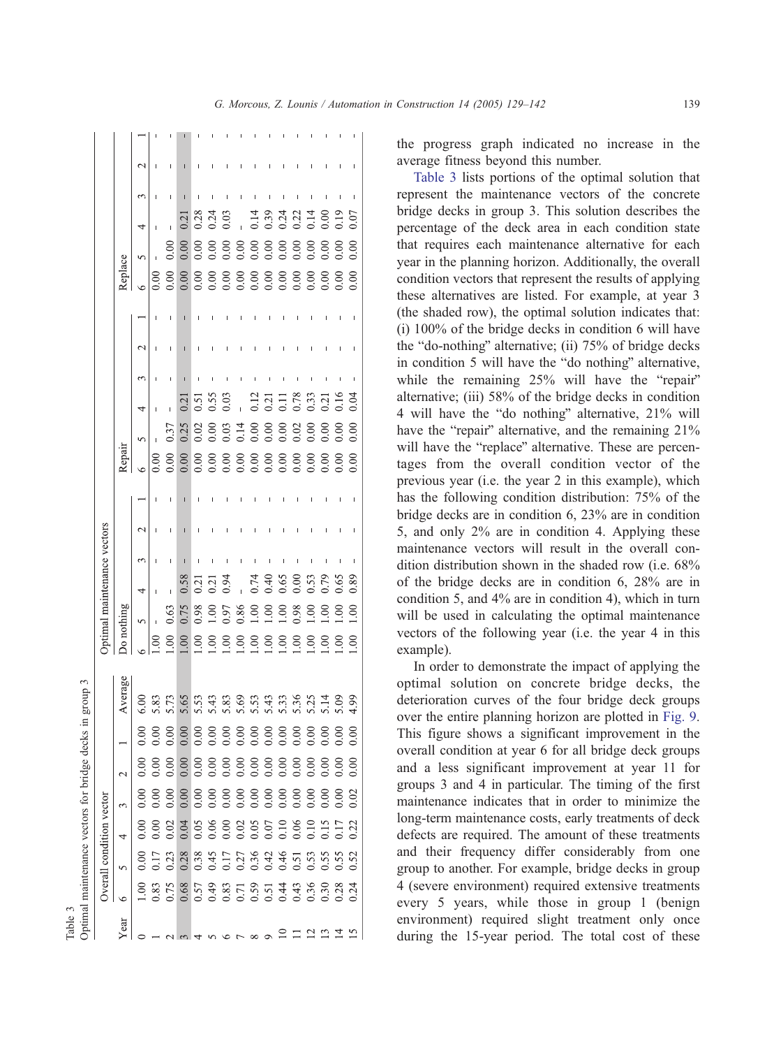Table 3
Optimal maintenance vectors for bridge decks in group 3

| Year | Overall condition vector | | | | | | | Optimal maintenance vectors | | | | | | | | | | | | | | | | | |
|---|---|---|---|---|---|---|---|---|---|---|---|---|---|---|---|---|---|---|---|---|---|---|---|---|---|
| | | | | | | | | Do nothing | | | | | | Repair | | | | | | Replace | | | | | |
| | 6 | 5 | 4 | 3 | 2 | 1 | Average | 6 | 5 | 4 | 3 | 2 | 1 | 6 | 5 | 4 | 3 | 2 | 1 | 6 | 5 | 4 | 3 | 2 | 1 |
| 0 | 1.00 | 0.00 | 0.00 | 0.00 | 0.00 | 0.00 | 6.00 | | | | | | | | | | | | | | | | | | |
| 1 | 0.83 | 0.17 | 0.00 | 0.00 | 0.00 | 0.00 | 5.83 | 1.00 | - | - | - | - | - | 0.00 | - | - | - | - | - | 0.00 | - | - | - | - | - |
| 2 | 0.75 | 0.23 | 0.02 | 0.00 | 0.00 | 0.00 | 5.73 | 1.00 | 0.63 | - | - | - | - | 0.00 | 0.37 | - | - | - | - | 0.00 | 0.00 | - | - | - | - |
| 3 | 0.68 | 0.28 | 0.04 | 0.00 | 0.00 | 0.00 | 5.65 | 1.00 | 0.75 | 0.58 | - | - | - | 0.00 | 0.25 | 0.21 | - | - | - | 0.00 | 0.00 | 0.21 | - | - | - |
| 4 | 0.57 | 0.38 | 0.05 | 0.00 | 0.00 | 0.00 | 5.53 | 1.00 | 0.98 | 0.21 | - | - | - | 0.00 | 0.02 | 0.51 | - | - | - | 0.00 | 0.00 | 0.28 | - | - | - |
| 5 | 0.49 | 0.45 | 0.06 | 0.00 | 0.00 | 0.00 | 5.43 | 1.00 | 1.00 | 0.21 | - | - | - | 0.00 | 0.00 | 0.55 | - | - | - | 0.00 | 0.00 | 0.24 | - | - | - |
| 6 | 0.83 | 0.17 | 0.00 | 0.00 | 0.00 | 0.00 | 5.83 | 1.00 | 0.97 | 0.94 | - | - | - | 0.00 | 0.03 | 0.03 | - | - | - | 0.00 | 0.00 | 0.03 | - | - | - |
| 7 | 0.71 | 0.27 | 0.02 | 0.00 | 0.00 | 0.00 | 5.69 | 1.00 | 0.86 | - | - | - | - | 0.00 | 0.14 | - | - | - | - | 0.00 | 0.00 | - | - | - | - |
| 8 | 0.59 | 0.36 | 0.05 | 0.00 | 0.00 | 0.00 | 5.53 | 1.00 | 1.00 | 0.74 | - | - | - | 0.00 | 0.00 | 0.12 | - | - | - | 0.00 | 0.00 | 0.14 | - | - | - |
| 9 | 0.51 | 0.42 | 0.07 | 0.00 | 0.00 | 0.00 | 5.43 | 1.00 | 1.00 | 0.40 | - | - | - | 0.00 | 0.00 | 0.21 | - | - | - | 0.00 | 0.00 | 0.39 | - | - | - |
| 10 | 0.44 | 0.46 | 0.10 | 0.00 | 0.00 | 0.00 | 5.33 | 1.00 | 1.00 | 0.65 | - | - | - | 0.00 | 0.00 | 0.11 | - | - | - | 0.00 | 0.00 | 0.24 | - | - | - |
| 11 | 0.43 | 0.51 | 0.06 | 0.00 | 0.00 | 0.00 | 5.36 | 1.00 | 0.98 | 0.00 | - | - | - | 0.00 | 0.02 | 0.78 | - | - | - | 0.00 | 0.00 | 0.22 | - | - | - |
| 12 | 0.36 | 0.53 | 0.10 | 0.00 | 0.00 | 0.00 | 5.25 | 1.00 | 1.00 | 0.53 | - | - | - | 0.00 | 0.00 | 0.33 | - | - | - | 0.00 | 0.00 | 0.14 | - | - | - |
| 13 | 0.30 | 0.55 | 0.15 | 0.00 | 0.00 | 0.00 | 5.14 | 1.00 | 1.00 | 0.79 | - | - | - | 0.00 | 0.00 | 0.21 | - | - | - | 0.00 | 0.00 | 0.00 | - | - | - |
| 14 | 0.28 | 0.55 | 0.17 | 0.00 | 0.00 | 0.00 | 5.09 | 1.00 | 1.00 | 0.65 | - | - | - | 0.00 | 0.00 | 0.16 | - | - | - | 0.00 | 0.00 | 0.19 | - | - | - |
| 15 | 0.24 | 0.52 | 0.22 | 0.02 | 0.00 | 0.00 | 4.99 | 1.00 | 1.00 | 0.89 | - | - | - | 0.00 | 0.00 | 0.04 | - | - | - | 0.00 | 0.00 | 0.07 | - | - | - |

the progress graph indicated no increase in the average fitness beyond this number.

Table 3 lists portions of the optimal solution that represent the maintenance vectors of the concrete bridge decks in group 3. This solution describes the percentage of the deck area in each condition state that requires each maintenance alternative for each year in the planning horizon. Additionally, the overall condition vectors that represent the results of applying these alternatives are listed. For example, at year 3 (the shaded row), the optimal solution indicates that: (i) 100% of the bridge decks in condition 6 will have the "do-nothing" alternative; (ii) 75% of bridge decks in condition 5 will have the "do nothing" alternative, while the remaining 25% will have the "repair" alternative; (iii) 58% of the bridge decks in condition 4 will have the "do nothing" alternative, 21% will have the "repair" alternative, and the remaining 21% will have the "replace" alternative. These are percentages from the overall condition vector of the previous year (i.e. the year 2 in this example), which has the following condition distribution: 75% of the bridge decks are in condition 6, 23% are in condition 5, and only 2% are in condition 4. Applying these maintenance vectors will result in the overall condition distribution shown in the shaded row (i.e. 68% of the bridge decks are in condition 6, 28% are in condition 5, and 4% are in condition 4), which in turn will be used in calculating the optimal maintenance vectors of the following year (i.e. the year 4 in this example).

In order to demonstrate the impact of applying the optimal solution on concrete bridge decks, the deterioration curves of the four bridge deck groups over the entire planning horizon are plotted in Fig. 9. This figure shows a significant improvement in the overall condition at year 6 for all bridge deck groups and a less significant improvement at year 11 for groups 3 and 4 in particular. The timing of the first maintenance indicates that in order to minimize the long-term maintenance costs, early treatments of deck defects are required. The amount of these treatments and their frequency differ considerably from one group to another. For example, bridge decks in group 4 (severe environment) required extensive treatments every 5 years, while those in group 1 (benign environment) required slight treatment only once during the 15-year period. The total cost of these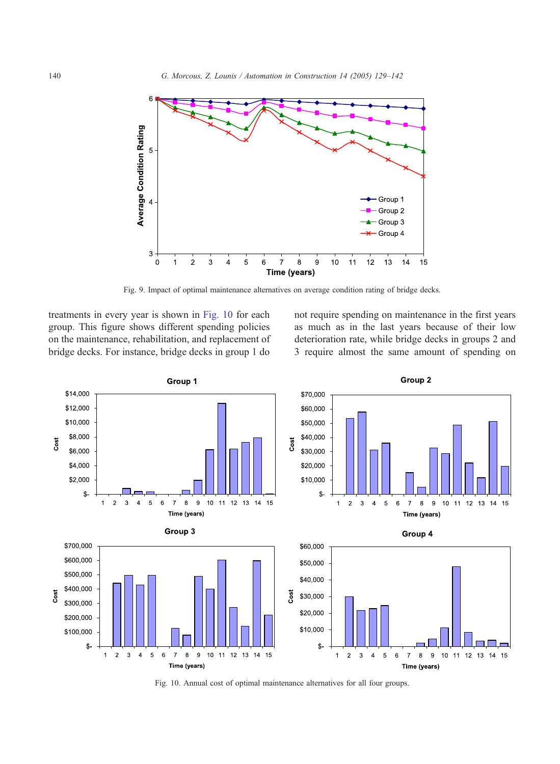Fig. 9. Impact of optimal maintenance alternatives on average condition rating of bridge decks.

treatments in every year is shown in Fig. 10 for each group. This figure shows different spending policies on the maintenance, rehabilitation, and replacement of bridge decks. For instance, bridge decks in group 1 do not require spending on maintenance in the first years as much as in the last years because of their low deterioration rate, while bridge decks in groups 2 and 3 require almost the same amount of spending on

Fig. 10. Annual cost of optimal maintenance alternatives for all four groups.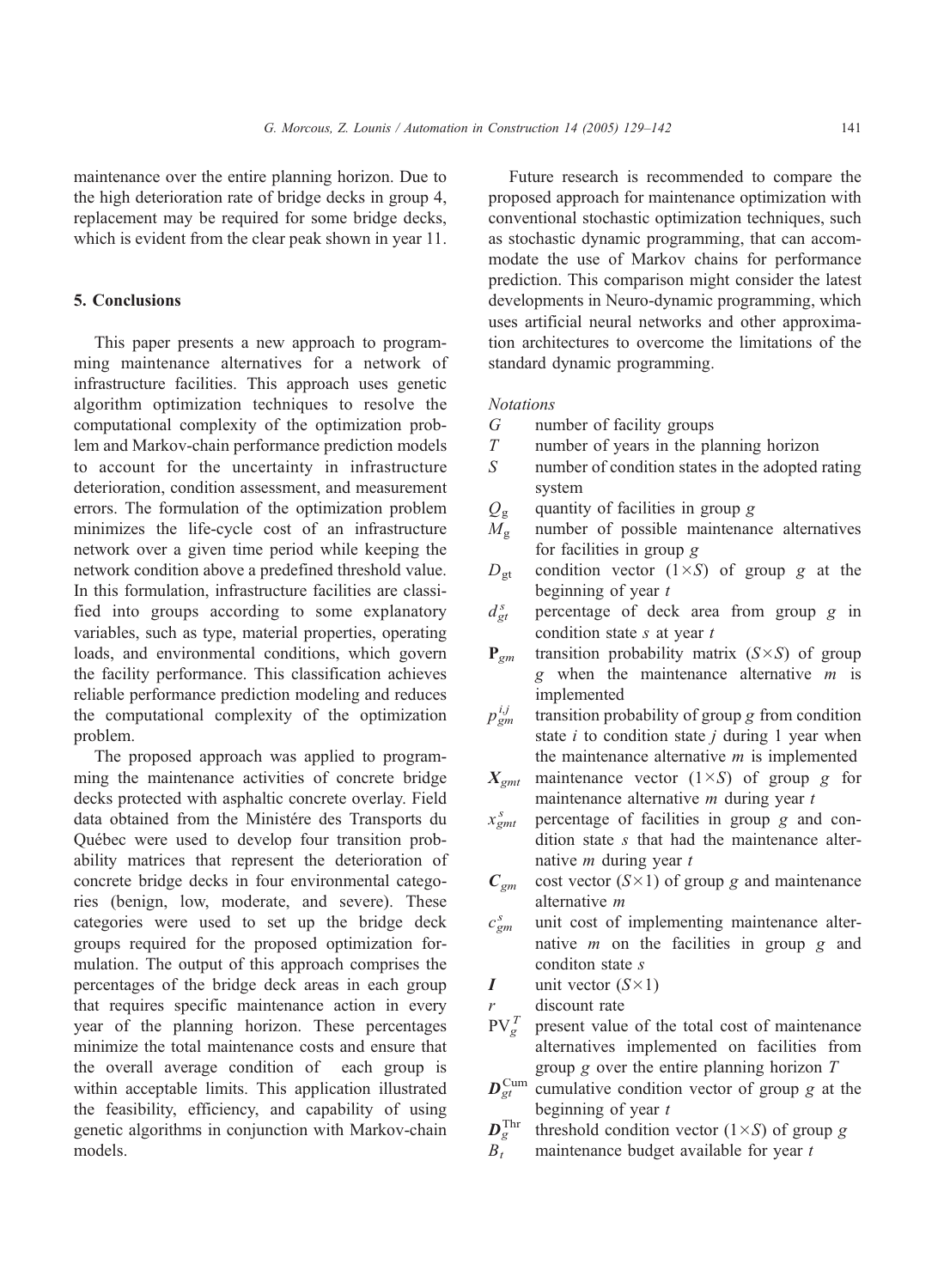maintenance over the entire planning horizon. Due to the high deterioration rate of bridge decks in group 4, replacement may be required for some bridge decks, which is evident from the clear peak shown in year 11.

## 5. Conclusions

This paper presents a new approach to programming maintenance alternatives for a network of infrastructure facilities. This approach uses genetic algorithm optimization techniques to resolve the computational complexity of the optimization problem and Markov-chain performance prediction models to account for the uncertainty in infrastructure deterioration, condition assessment, and measurement errors. The formulation of the optimization problem minimizes the life-cycle cost of an infrastructure network over a given time period while keeping the network condition above a predefined threshold value. In this formulation, infrastructure facilities are classified into groups according to some explanatory variables, such as type, material properties, operating loads, and environmental conditions, which govern the facility performance. This classification achieves reliable performance prediction modeling and reduces the computational complexity of the optimization problem.

The proposed approach was applied to programming the maintenance activities of concrete bridge decks protected with asphaltic concrete overlay. Field data obtained from the Ministére des Transports du Québec were used to develop four transition probability matrices that represent the deterioration of concrete bridge decks in four environmental categories (benign, low, moderate, and severe). These categories were used to set up the bridge deck groups required for the proposed optimization formulation. The output of this approach comprises the percentages of the bridge deck areas in each group that requires specific maintenance action in every year of the planning horizon. These percentages minimize the total maintenance costs and ensure that the overall average condition of each group is within acceptable limits. This application illustrated the feasibility, efficiency, and capability of using genetic algorithms in conjunction with Markov-chain models.

Future research is recommended to compare the proposed approach for maintenance optimization with conventional stochastic optimization techniques, such as stochastic dynamic programming, that can accommodate the use of Markov chains for performance prediction. This comparison might consider the latest developments in Neuro-dynamic programming, which uses artificial neural networks and other approximation architectures to overcome the limitations of the standard dynamic programming.

*Notations*

- $G$ number of facility groups
- $T$ number of years in the planning horizon
- $S$ number of condition states in the adopted rating system
- $Q_g$ quantity of facilities in group $g$
- $M_g$ number of possible maintenance alternatives for facilities in group $g$
- $D_{gt}$ condition vector ($1\times S$) of group $g$ at the beginning of year $t$
- $d_{gt}^{s}$ percentage of deck area from group $g$ in condition state $s$ at year $t$
- $\mathbf{P}_{gm}$ transition probability matrix ($S\times S$) of group $g$ when the maintenance alternative $m$ is implemented
- $p_{gm}^{i,j}$ transition probability of group $g$ from condition state $i$ to condition state $j$ during 1 year when the maintenance alternative $m$ is implemented
- $\boldsymbol{X}_{gmt}$ maintenance vector ($1\times S$) of group $g$ for maintenance alternative $m$ during year $t$
- $x_{gmt}^{s}$ percentage of facilities in group $g$ and condition state $s$ that had the maintenance alternative $m$ during year $t$
- $\boldsymbol{C}_{gm}$ cost vector ($S\times 1$) of group $g$ and maintenance alternative $m$
- $c_{gm}^{s}$ unit cost of implementing maintenance alternative $m$ on the facilities in group $g$ and conditon state $s$
- $\boldsymbol{I}$ unit vector ($S\times 1$)
- $r$ discount rate
- $\mathrm{PV}_{g}^{T}$ present value of the total cost of maintenance alternatives implemented on facilities from group $g$ over the entire planning horizon $T$
- $\boldsymbol{D}_{gt}^{\mathrm{Cum}}$ cumulative condition vector of group $g$ at the beginning of year $t$
- $\boldsymbol{D}_{g}^{\mathrm{Thr}}$ threshold condition vector ($1\times S$) of group $g$
- $B_t$ maintenance budget available for year $t$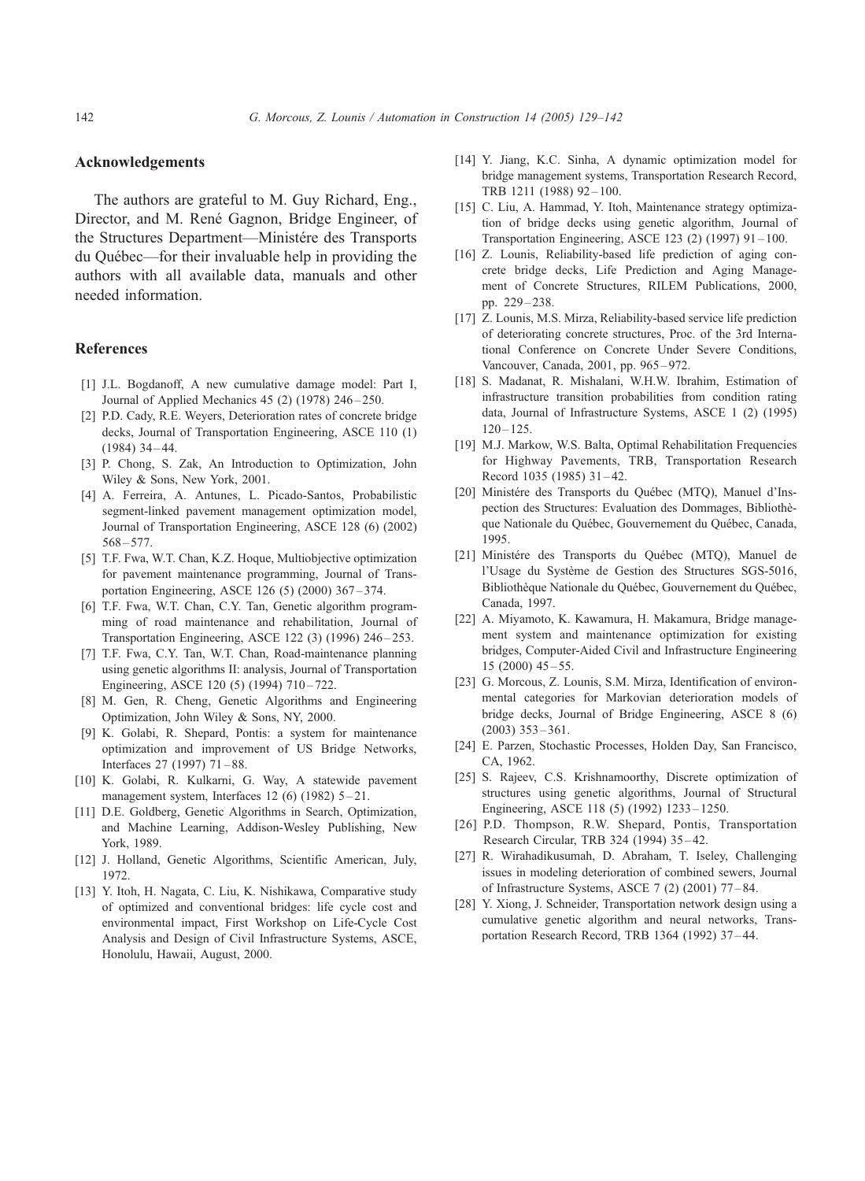## Acknowledgements

The authors are grateful to M. Guy Richard, Eng., Director, and M. René Gagnon, Bridge Engineer, of the Structures Department—Ministére des Transports du Québec—for their invaluable help in providing the authors with all available data, manuals and other needed information.

## References

[1] J.L. Bogdanoff, A new cumulative damage model: Part I, Journal of Applied Mechanics 45 (2) (1978) 246–250.

[2] P.D. Cady, R.E. Weyers, Deterioration rates of concrete bridge decks, Journal of Transportation Engineering, ASCE 110 (1) (1984) 34–44.

[3] P. Chong, S. Zak, An Introduction to Optimization, John Wiley & Sons, New York, 2001.

[4] A. Ferreira, A. Antunes, L. Picado-Santos, Probabilistic segment-linked pavement management optimization model, Journal of Transportation Engineering, ASCE 128 (6) (2002) 568–577.

[5] T.F. Fwa, W.T. Chan, K.Z. Hoque, Multiobjective optimization for pavement maintenance programming, Journal of Transportation Engineering, ASCE 126 (5) (2000) 367–374.

[6] T.F. Fwa, W.T. Chan, C.Y. Tan, Genetic algorithm programming of road maintenance and rehabilitation, Journal of Transportation Engineering, ASCE 122 (3) (1996) 246–253.

[7] T.F. Fwa, C.Y. Tan, W.T. Chan, Road-maintenance planning using genetic algorithms II: analysis, Journal of Transportation Engineering, ASCE 120 (5) (1994) 710–722.

[8] M. Gen, R. Cheng, Genetic Algorithms and Engineering Optimization, John Wiley & Sons, NY, 2000.

[9] K. Golabi, R. Shepard, Pontis: a system for maintenance optimization and improvement of US Bridge Networks, Interfaces 27 (1997) 71–88.

[10] K. Golabi, R. Kulkarni, G. Way, A statewide pavement management system, Interfaces 12 (6) (1982) 5–21.

[11] D.E. Goldberg, Genetic Algorithms in Search, Optimization, and Machine Learning, Addison-Wesley Publishing, New York, 1989.

[12] J. Holland, Genetic Algorithms, Scientific American, July, 1972.

[13] Y. Itoh, H. Nagata, C. Liu, K. Nishikawa, Comparative study of optimized and conventional bridges: life cycle cost and environmental impact, First Workshop on Life-Cycle Cost Analysis and Design of Civil Infrastructure Systems, ASCE, Honolulu, Hawaii, August, 2000.

[14] Y. Jiang, K.C. Sinha, A dynamic optimization model for bridge management systems, Transportation Research Record, TRB 1211 (1988) 92–100.

[15] C. Liu, A. Hammad, Y. Itoh, Maintenance strategy optimization of bridge decks using genetic algorithm, Journal of Transportation Engineering, ASCE 123 (2) (1997) 91–100.

[16] Z. Lounis, Reliability-based life prediction of aging concrete bridge decks, Life Prediction and Aging Management of Concrete Structures, RILEM Publications, 2000, pp. 229–238.

[17] Z. Lounis, M.S. Mirza, Reliability-based service life prediction of deteriorating concrete structures, Proc. of the 3rd International Conference on Concrete Under Severe Conditions, Vancouver, Canada, 2001, pp. 965–972.

[18] S. Madanat, R. Mishalani, W.H.W. Ibrahim, Estimation of infrastructure transition probabilities from condition rating data, Journal of Infrastructure Systems, ASCE 1 (2) (1995) 120–125.

[19] M.J. Markow, W.S. Balta, Optimal Rehabilitation Frequencies for Highway Pavements, TRB, Transportation Research Record 1035 (1985) 31–42.

[20] Ministére des Transports du Québec (MTQ), Manuel d'Inspection des Structures: Evaluation des Dommages, Bibliothèque Nationale du Québec, Gouvernement du Québec, Canada, 1995.

[21] Ministére des Transports du Québec (MTQ), Manuel de l'Usage du Système de Gestion des Structures SGS-5016, Bibliothèque Nationale du Québec, Gouvernement du Québec, Canada, 1997.

[22] A. Miyamoto, K. Kawamura, H. Makamura, Bridge management system and maintenance optimization for existing bridges, Computer-Aided Civil and Infrastructure Engineering 15 (2000) 45–55.

[23] G. Morcous, Z. Lounis, S.M. Mirza, Identification of environmental categories for Markovian deterioration models of bridge decks, Journal of Bridge Engineering, ASCE 8 (6) (2003) 353–361.

[24] E. Parzen, Stochastic Processes, Holden Day, San Francisco, CA, 1962.

[25] S. Rajeev, C.S. Krishnamoorthy, Discrete optimization of structures using genetic algorithms, Journal of Structural Engineering, ASCE 118 (5) (1992) 1233–1250.

[26] P.D. Thompson, R.W. Shepard, Pontis, Transportation Research Circular, TRB 324 (1994) 35–42.

[27] R. Wirahadikusumah, D. Abraham, T. Iseley, Challenging issues in modeling deterioration of combined sewers, Journal of Infrastructure Systems, ASCE 7 (2) (2001) 77–84.

[28] Y. Xiong, J. Schneider, Transportation network design using a cumulative genetic algorithm and neural networks, Transportation Research Record, TRB 1364 (1992) 37–44.